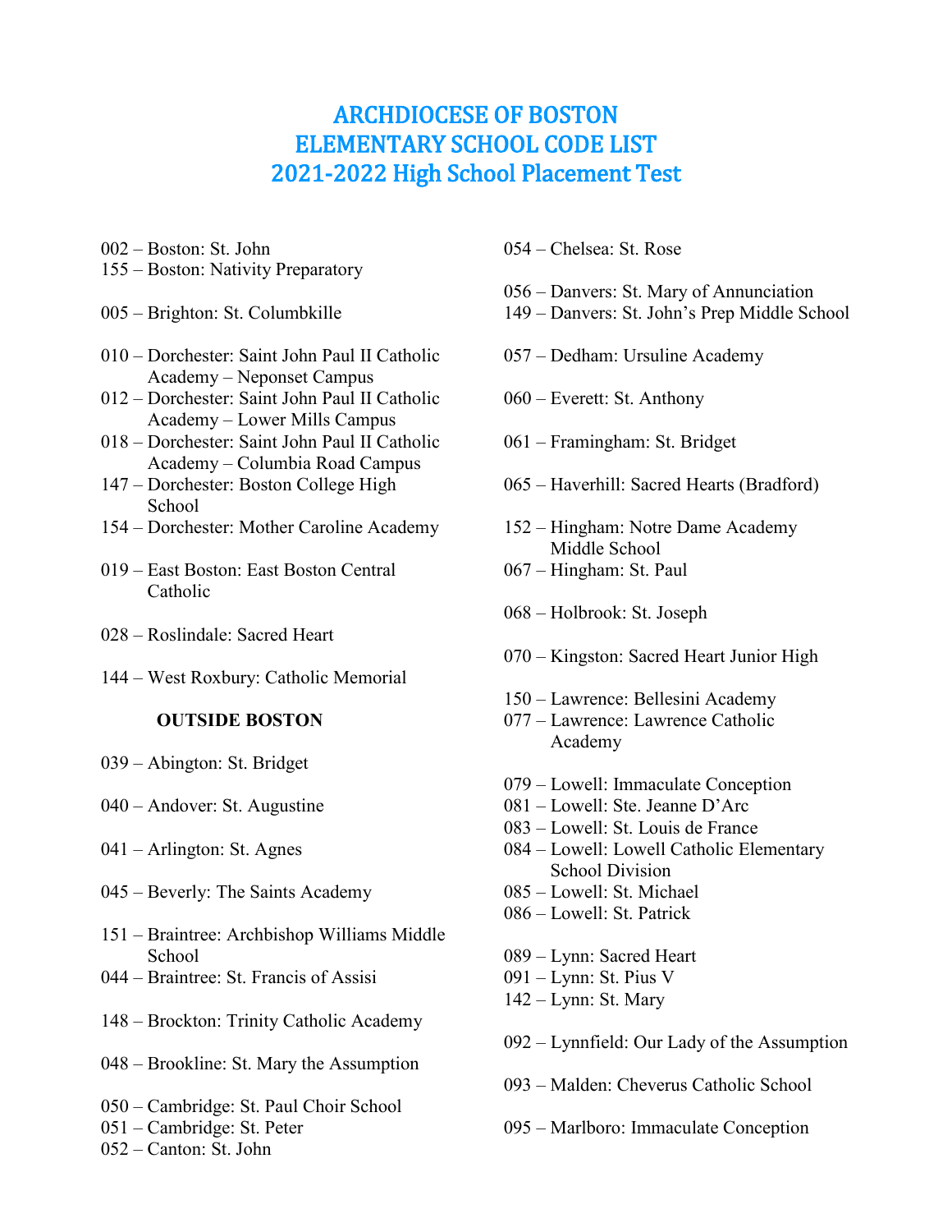# ARCHDIOCESE OF BOSTON
# ELEMENTARY SCHOOL CODE LIST
# 2021-2022 High School Placement Test

002 – Boston: St. John
155 – Boston: Nativity Preparatory

005 – Brighton: St. Columbkille

010 – Dorchester: Saint John Paul II Catholic Academy – Neponset Campus
012 – Dorchester: Saint John Paul II Catholic Academy – Lower Mills Campus
018 – Dorchester: Saint John Paul II Catholic Academy – Columbia Road Campus
147 – Dorchester: Boston College High School
154 – Dorchester: Mother Caroline Academy

019 – East Boston: East Boston Central Catholic

028 – Roslindale: Sacred Heart

144 – West Roxbury: Catholic Memorial

**OUTSIDE BOSTON**

039 – Abington: St. Bridget

040 – Andover: St. Augustine

041 – Arlington: St. Agnes

045 – Beverly: The Saints Academy

151 – Braintree: Archbishop Williams Middle School
044 – Braintree: St. Francis of Assisi

148 – Brockton: Trinity Catholic Academy

048 – Brookline: St. Mary the Assumption

050 – Cambridge: St. Paul Choir School
051 – Cambridge: St. Peter
052 – Canton: St. John

054 – Chelsea: St. Rose

056 – Danvers: St. Mary of Annunciation
149 – Danvers: St. John's Prep Middle School

057 – Dedham: Ursuline Academy

060 – Everett: St. Anthony

061 – Framingham: St. Bridget

065 – Haverhill: Sacred Hearts (Bradford)

152 – Hingham: Notre Dame Academy Middle School
067 – Hingham: St. Paul

068 – Holbrook: St. Joseph

070 – Kingston: Sacred Heart Junior High

150 – Lawrence: Bellesini Academy
077 – Lawrence: Lawrence Catholic Academy

079 – Lowell: Immaculate Conception
081 – Lowell: Ste. Jeanne D'Arc
083 – Lowell: St. Louis de France
084 – Lowell: Lowell Catholic Elementary School Division
085 – Lowell: St. Michael
086 – Lowell: St. Patrick

089 – Lynn: Sacred Heart
091 – Lynn: St. Pius V
142 – Lynn: St. Mary

092 – Lynnfield: Our Lady of the Assumption

093 – Malden: Cheverus Catholic School

095 – Marlboro: Immaculate Conception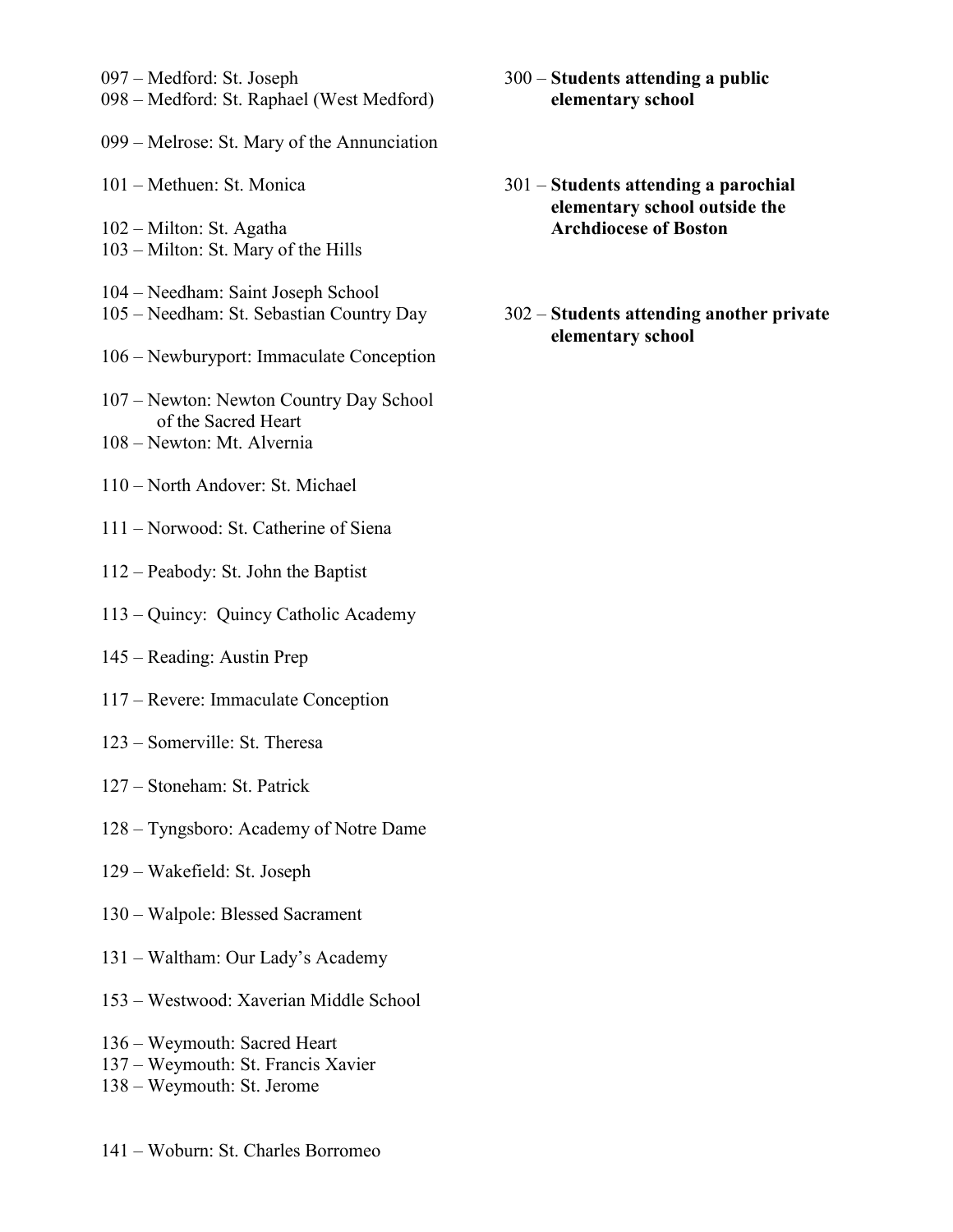097 – Medford: St. Joseph
098 – Medford: St. Raphael (West Medford)

099 – Melrose: St. Mary of the Annunciation

101 – Methuen: St. Monica

102 – Milton: St. Agatha
103 – Milton: St. Mary of the Hills

104 – Needham: Saint Joseph School
105 – Needham: St. Sebastian Country Day

106 – Newburyport: Immaculate Conception

107 – Newton: Newton Country Day School of the Sacred Heart
108 – Newton: Mt. Alvernia

110 – North Andover: St. Michael

111 – Norwood: St. Catherine of Siena

112 – Peabody: St. John the Baptist

113 – Quincy: Quincy Catholic Academy

145 – Reading: Austin Prep

117 – Revere: Immaculate Conception

123 – Somerville: St. Theresa

127 – Stoneham: St. Patrick

128 – Tyngsboro: Academy of Notre Dame

129 – Wakefield: St. Joseph

130 – Walpole: Blessed Sacrament

131 – Waltham: Our Lady's Academy

153 – Westwood: Xaverian Middle School

136 – Weymouth: Sacred Heart
137 – Weymouth: St. Francis Xavier
138 – Weymouth: St. Jerome

141 – Woburn: St. Charles Borromeo

300 – **Students attending a public elementary school**

301 – **Students attending a parochial elementary school outside the Archdiocese of Boston**

302 – **Students attending another private elementary school**